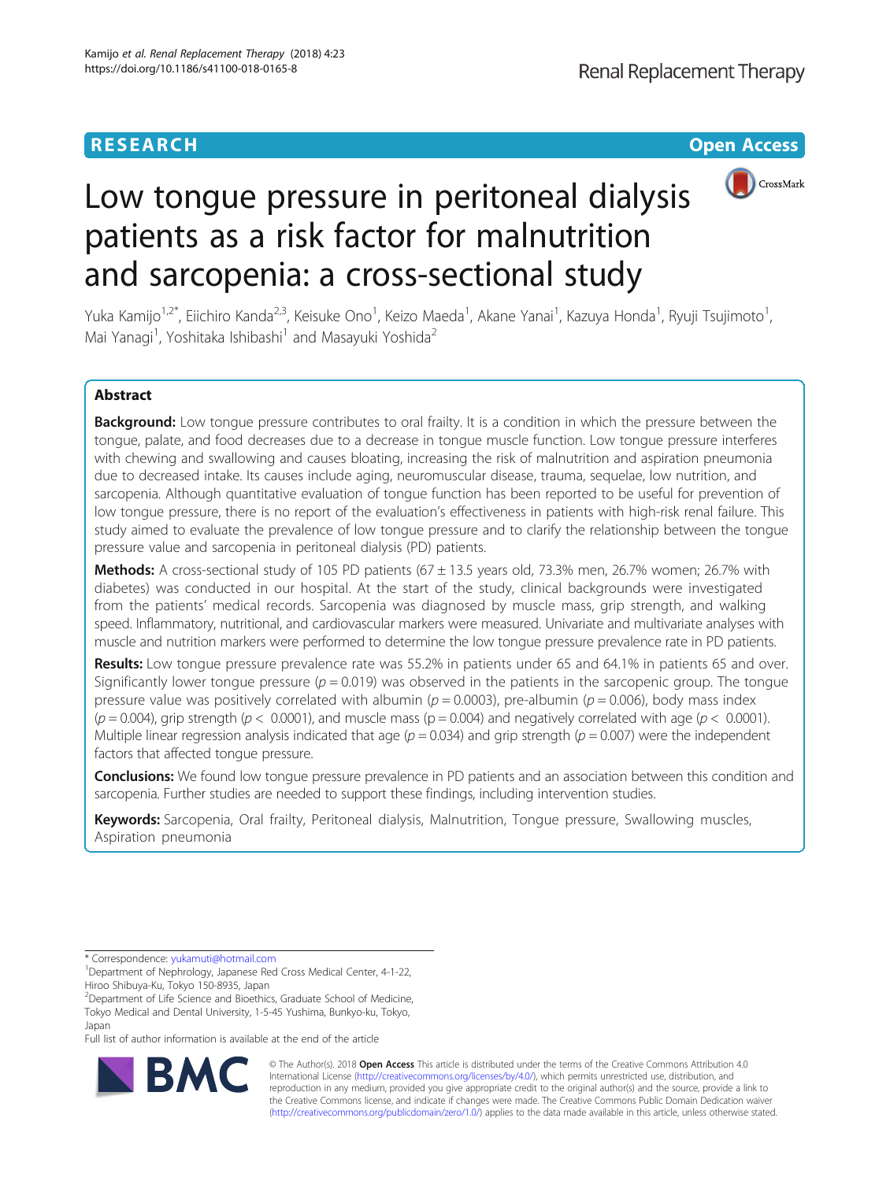RESEARCH

Open Access

# Low tongue pressure in peritoneal dialysis patients as a risk factor for malnutrition and sarcopenia: a cross-sectional study

Yuka Kamijo[1,2*], Eiichiro Kanda[2,3], Keisuke Ono[1], Keizo Maeda[1], Akane Yanai[1], Kazuya Honda[1], Ryuji Tsujimoto[1], Mai Yanagi[1], Yoshitaka Ishibashi[1] and Masayuki Yoshida[2]

## Abstract

**Background:** Low tongue pressure contributes to oral frailty. It is a condition in which the pressure between the tongue, palate, and food decreases due to a decrease in tongue muscle function. Low tongue pressure interferes with chewing and swallowing and causes bloating, increasing the risk of malnutrition and aspiration pneumonia due to decreased intake. Its causes include aging, neuromuscular disease, trauma, sequelae, low nutrition, and sarcopenia. Although quantitative evaluation of tongue function has been reported to be useful for prevention of low tongue pressure, there is no report of the evaluation's effectiveness in patients with high-risk renal failure. This study aimed to evaluate the prevalence of low tongue pressure and to clarify the relationship between the tongue pressure value and sarcopenia in peritoneal dialysis (PD) patients.

**Methods:** A cross-sectional study of 105 PD patients (67 ± 13.5 years old, 73.3% men, 26.7% women; 26.7% with diabetes) was conducted in our hospital. At the start of the study, clinical backgrounds were investigated from the patients' medical records. Sarcopenia was diagnosed by muscle mass, grip strength, and walking speed. Inflammatory, nutritional, and cardiovascular markers were measured. Univariate and multivariate analyses with muscle and nutrition markers were performed to determine the low tongue pressure prevalence rate in PD patients.

**Results:** Low tongue pressure prevalence rate was 55.2% in patients under 65 and 64.1% in patients 65 and over. Significantly lower tongue pressure ($p = 0.019$) was observed in the patients in the sarcopenic group. The tongue pressure value was positively correlated with albumin ($p = 0.0003$), pre-albumin ($p = 0.006$), body mass index ($p = 0.004$), grip strength ($p < 0.0001$), and muscle mass ($p = 0.004$) and negatively correlated with age ($p < 0.0001$). Multiple linear regression analysis indicated that age ($p = 0.034$) and grip strength ($p = 0.007$) were the independent factors that affected tongue pressure.

**Conclusions:** We found low tongue pressure prevalence in PD patients and an association between this condition and sarcopenia. Further studies are needed to support these findings, including intervention studies.

**Keywords:** Sarcopenia, Oral frailty, Peritoneal dialysis, Malnutrition, Tongue pressure, Swallowing muscles, Aspiration pneumonia

---

* Correspondence: yukamuti@hotmail.com

[1]Department of Nephrology, Japanese Red Cross Medical Center, 4-1-22, Hiroo Shibuya-Ku, Tokyo 150-8935, Japan

[2]Department of Life Science and Bioethics, Graduate School of Medicine, Tokyo Medical and Dental University, 1-5-45 Yushima, Bunkyo-ku, Tokyo, Japan

Full list of author information is available at the end of the article

© The Author(s). 2018 **Open Access** This article is distributed under the terms of the Creative Commons Attribution 4.0 International License (http://creativecommons.org/licenses/by/4.0/), which permits unrestricted use, distribution, and reproduction in any medium, provided you give appropriate credit to the original author(s) and the source, provide a link to the Creative Commons license, and indicate if changes were made. The Creative Commons Public Domain Dedication waiver (http://creativecommons.org/publicdomain/zero/1.0/) applies to the data made available in this article, unless otherwise stated.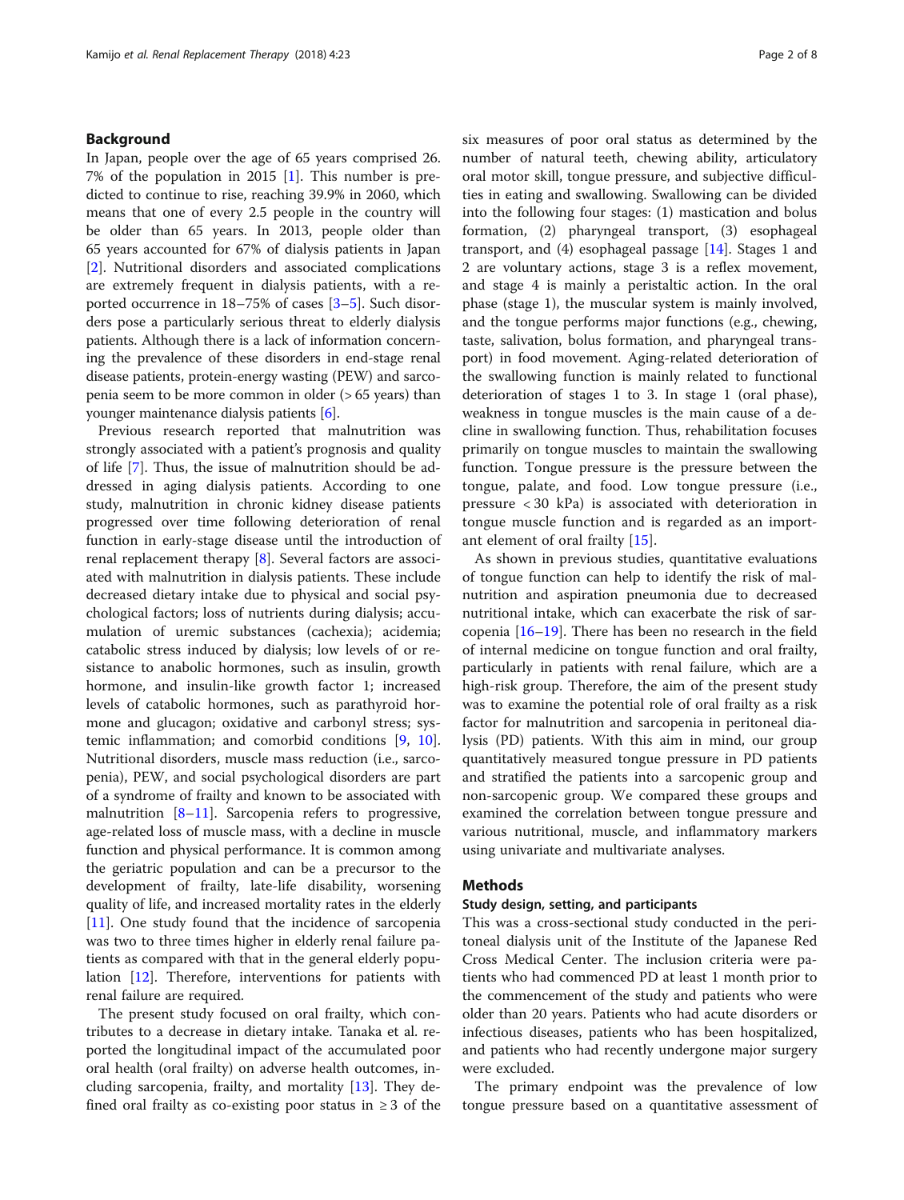## Background

In Japan, people over the age of 65 years comprised 26.7% of the population in 2015 [1]. This number is predicted to continue to rise, reaching 39.9% in 2060, which means that one of every 2.5 people in the country will be older than 65 years. In 2013, people older than 65 years accounted for 67% of dialysis patients in Japan [2]. Nutritional disorders and associated complications are extremely frequent in dialysis patients, with a reported occurrence in 18–75% of cases [3–5]. Such disorders pose a particularly serious threat to elderly dialysis patients. Although there is a lack of information concerning the prevalence of these disorders in end-stage renal disease patients, protein-energy wasting (PEW) and sarcopenia seem to be more common in older (> 65 years) than younger maintenance dialysis patients [6].

Previous research reported that malnutrition was strongly associated with a patient's prognosis and quality of life [7]. Thus, the issue of malnutrition should be addressed in aging dialysis patients. According to one study, malnutrition in chronic kidney disease patients progressed over time following deterioration of renal function in early-stage disease until the introduction of renal replacement therapy [8]. Several factors are associated with malnutrition in dialysis patients. These include decreased dietary intake due to physical and social psychological factors; loss of nutrients during dialysis; accumulation of uremic substances (cachexia); acidemia; catabolic stress induced by dialysis; low levels of or resistance to anabolic hormones, such as insulin, growth hormone, and insulin-like growth factor 1; increased levels of catabolic hormones, such as parathyroid hormone and glucagon; oxidative and carbonyl stress; systemic inflammation; and comorbid conditions [9, 10]. Nutritional disorders, muscle mass reduction (i.e., sarcopenia), PEW, and social psychological disorders are part of a syndrome of frailty and known to be associated with malnutrition [8–11]. Sarcopenia refers to progressive, age-related loss of muscle mass, with a decline in muscle function and physical performance. It is common among the geriatric population and can be a precursor to the development of frailty, late-life disability, worsening quality of life, and increased mortality rates in the elderly [11]. One study found that the incidence of sarcopenia was two to three times higher in elderly renal failure patients as compared with that in the general elderly population [12]. Therefore, interventions for patients with renal failure are required.

The present study focused on oral frailty, which contributes to a decrease in dietary intake. Tanaka et al. reported the longitudinal impact of the accumulated poor oral health (oral frailty) on adverse health outcomes, including sarcopenia, frailty, and mortality [13]. They defined oral frailty as co-existing poor status in ≥ 3 of the six measures of poor oral status as determined by the number of natural teeth, chewing ability, articulatory oral motor skill, tongue pressure, and subjective difficulties in eating and swallowing. Swallowing can be divided into the following four stages: (1) mastication and bolus formation, (2) pharyngeal transport, (3) esophageal transport, and (4) esophageal passage [14]. Stages 1 and 2 are voluntary actions, stage 3 is a reflex movement, and stage 4 is mainly a peristaltic action. In the oral phase (stage 1), the muscular system is mainly involved, and the tongue performs major functions (e.g., chewing, taste, salivation, bolus formation, and pharyngeal transport) in food movement. Aging-related deterioration of the swallowing function is mainly related to functional deterioration of stages 1 to 3. In stage 1 (oral phase), weakness in tongue muscles is the main cause of a decline in swallowing function. Thus, rehabilitation focuses primarily on tongue muscles to maintain the swallowing function. Tongue pressure is the pressure between the tongue, palate, and food. Low tongue pressure (i.e., pressure < 30 kPa) is associated with deterioration in tongue muscle function and is regarded as an important element of oral frailty [15].

As shown in previous studies, quantitative evaluations of tongue function can help to identify the risk of malnutrition and aspiration pneumonia due to decreased nutritional intake, which can exacerbate the risk of sarcopenia [16–19]. There has been no research in the field of internal medicine on tongue function and oral frailty, particularly in patients with renal failure, which are a high-risk group. Therefore, the aim of the present study was to examine the potential role of oral frailty as a risk factor for malnutrition and sarcopenia in peritoneal dialysis (PD) patients. With this aim in mind, our group quantitatively measured tongue pressure in PD patients and stratified the patients into a sarcopenic group and non-sarcopenic group. We compared these groups and examined the correlation between tongue pressure and various nutritional, muscle, and inflammatory markers using univariate and multivariate analyses.

## Methods

### Study design, setting, and participants

This was a cross-sectional study conducted in the peritoneal dialysis unit of the Institute of the Japanese Red Cross Medical Center. The inclusion criteria were patients who had commenced PD at least 1 month prior to the commencement of the study and patients who were older than 20 years. Patients who had acute disorders or infectious diseases, patients who has been hospitalized, and patients who had recently undergone major surgery were excluded.

The primary endpoint was the prevalence of low tongue pressure based on a quantitative assessment of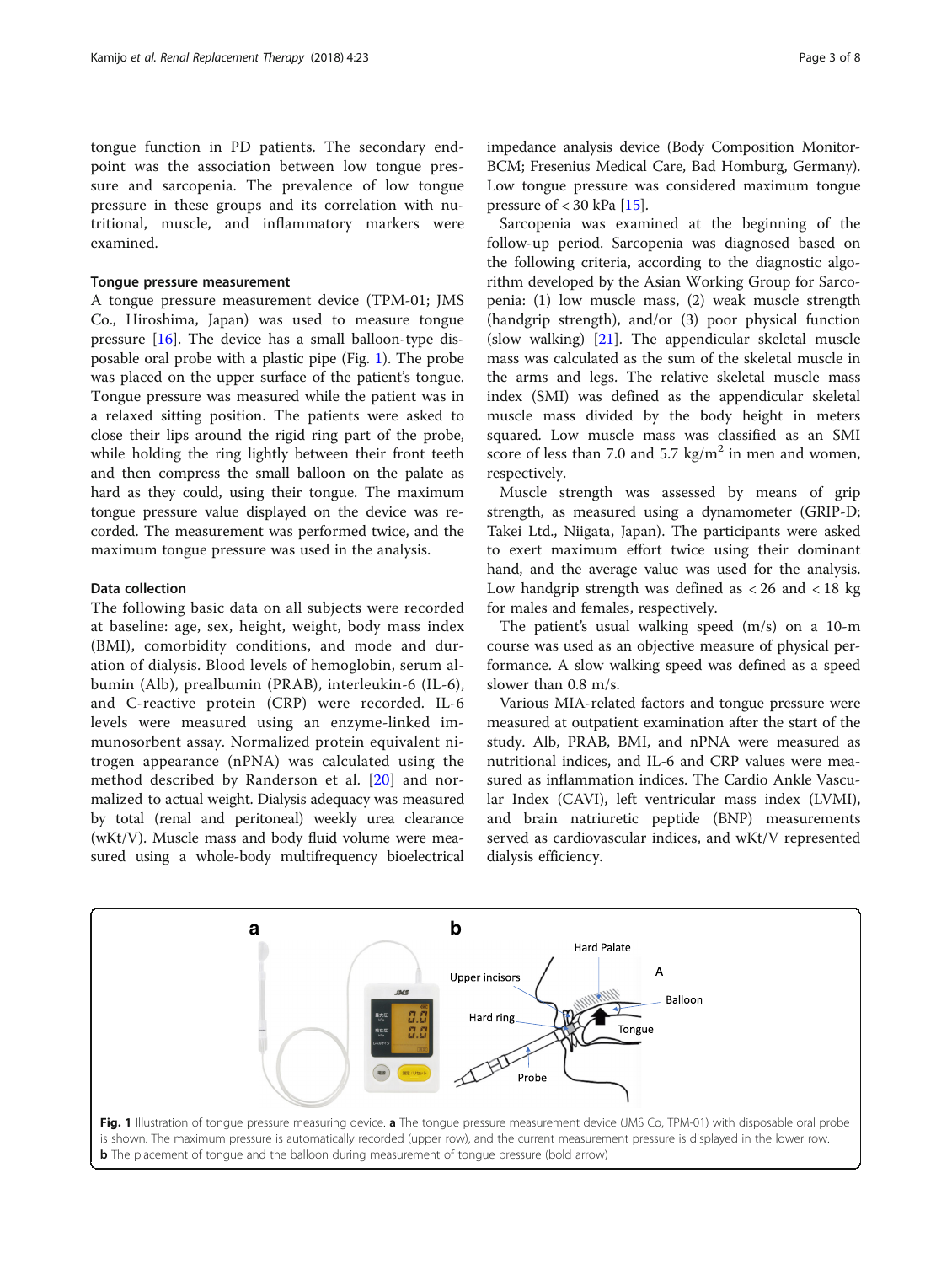tongue function in PD patients. The secondary endpoint was the association between low tongue pressure and sarcopenia. The prevalence of low tongue pressure in these groups and its correlation with nutritional, muscle, and inflammatory markers were examined.

### Tongue pressure measurement

A tongue pressure measurement device (TPM-01; JMS Co., Hiroshima, Japan) was used to measure tongue pressure [16]. The device has a small balloon-type disposable oral probe with a plastic pipe (Fig. 1). The probe was placed on the upper surface of the patient's tongue. Tongue pressure was measured while the patient was in a relaxed sitting position. The patients were asked to close their lips around the rigid ring part of the probe, while holding the ring lightly between their front teeth and then compress the small balloon on the palate as hard as they could, using their tongue. The maximum tongue pressure value displayed on the device was recorded. The measurement was performed twice, and the maximum tongue pressure was used in the analysis.

### Data collection

The following basic data on all subjects were recorded at baseline: age, sex, height, weight, body mass index (BMI), comorbidity conditions, and mode and duration of dialysis. Blood levels of hemoglobin, serum albumin (Alb), prealbumin (PRAB), interleukin-6 (IL-6), and C-reactive protein (CRP) were recorded. IL-6 levels were measured using an enzyme-linked immunosorbent assay. Normalized protein equivalent nitrogen appearance (nPNA) was calculated using the method described by Randerson et al. [20] and normalized to actual weight. Dialysis adequacy was measured by total (renal and peritoneal) weekly urea clearance (wKt/V). Muscle mass and body fluid volume were measured using a whole-body multifrequency bioelectrical impedance analysis device (Body Composition Monitor-BCM; Fresenius Medical Care, Bad Homburg, Germany). Low tongue pressure was considered maximum tongue pressure of < 30 kPa [15].

Sarcopenia was examined at the beginning of the follow-up period. Sarcopenia was diagnosed based on the following criteria, according to the diagnostic algorithm developed by the Asian Working Group for Sarcopenia: (1) low muscle mass, (2) weak muscle strength (handgrip strength), and/or (3) poor physical function (slow walking) [21]. The appendicular skeletal muscle mass was calculated as the sum of the skeletal muscle in the arms and legs. The relative skeletal muscle mass index (SMI) was defined as the appendicular skeletal muscle mass divided by the body height in meters squared. Low muscle mass was classified as an SMI score of less than 7.0 and 5.7 kg/m$^2$ in men and women, respectively.

Muscle strength was assessed by means of grip strength, as measured using a dynamometer (GRIP-D; Takei Ltd., Niigata, Japan). The participants were asked to exert maximum effort twice using their dominant hand, and the average value was used for the analysis. Low handgrip strength was defined as < 26 and < 18 kg for males and females, respectively.

The patient's usual walking speed (m/s) on a 10-m course was used as an objective measure of physical performance. A slow walking speed was defined as a speed slower than 0.8 m/s.

Various MIA-related factors and tongue pressure were measured at outpatient examination after the start of the study. Alb, PRAB, BMI, and nPNA were measured as nutritional indices, and IL-6 and CRP values were measured as inflammation indices. The Cardio Ankle Vascular Index (CAVI), left ventricular mass index (LVMI), and brain natriuretic peptide (BNP) measurements served as cardiovascular indices, and wKt/V represented dialysis efficiency.

**Fig. 1** Illustration of tongue pressure measuring device. **a** The tongue pressure measurement device (JMS Co, TPM-01) with disposable oral probe is shown. The maximum pressure is automatically recorded (upper row), and the current measurement pressure is displayed in the lower row. **b** The placement of tongue and the balloon during measurement of tongue pressure (bold arrow)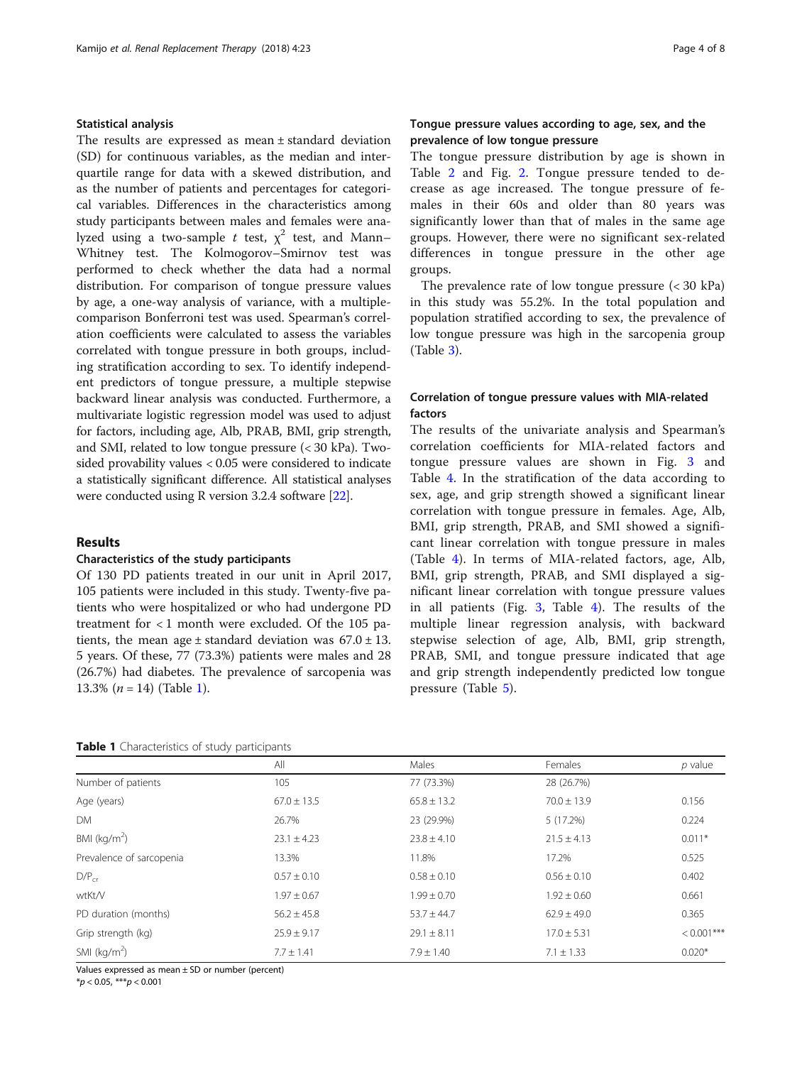### Statistical analysis

The results are expressed as mean ± standard deviation (SD) for continuous variables, as the median and interquartile range for data with a skewed distribution, and as the number of patients and percentages for categorical variables. Differences in the characteristics among study participants between males and females were analyzed using a two-sample *t* test, $\chi^2$ test, and Mann–Whitney test. The Kolmogorov–Smirnov test was performed to check whether the data had a normal distribution. For comparison of tongue pressure values by age, a one-way analysis of variance, with a multiple-comparison Bonferroni test was used. Spearman's correlation coefficients were calculated to assess the variables correlated with tongue pressure in both groups, including stratification according to sex. To identify independent predictors of tongue pressure, a multiple stepwise backward linear analysis was conducted. Furthermore, a multivariate logistic regression model was used to adjust for factors, including age, Alb, PRAB, BMI, grip strength, and SMI, related to low tongue pressure (< 30 kPa). Two-sided provability values < 0.05 were considered to indicate a statistically significant difference. All statistical analyses were conducted using R version 3.2.4 software [22].

## Results

### Characteristics of the study participants

Of 130 PD patients treated in our unit in April 2017, 105 patients were included in this study. Twenty-five patients who were hospitalized or who had undergone PD treatment for < 1 month were excluded. Of the 105 patients, the mean age ± standard deviation was 67.0 ± 13.5 years. Of these, 77 (73.3%) patients were males and 28 (26.7%) had diabetes. The prevalence of sarcopenia was 13.3% (*n* = 14) (Table 1).

### Tongue pressure values according to age, sex, and the prevalence of low tongue pressure

The tongue pressure distribution by age is shown in Table 2 and Fig. 2. Tongue pressure tended to decrease as age increased. The tongue pressure of females in their 60s and older than 80 years was significantly lower than that of males in the same age groups. However, there were no significant sex-related differences in tongue pressure in the other age groups.

The prevalence rate of low tongue pressure (< 30 kPa) in this study was 55.2%. In the total population and population stratified according to sex, the prevalence of low tongue pressure was high in the sarcopenia group (Table 3).

### Correlation of tongue pressure values with MIA-related factors

The results of the univariate analysis and Spearman's correlation coefficients for MIA-related factors and tongue pressure values are shown in Fig. 3 and Table 4. In the stratification of the data according to sex, age, and grip strength showed a significant linear correlation with tongue pressure in females. Age, Alb, BMI, grip strength, PRAB, and SMI showed a significant linear correlation with tongue pressure in males (Table 4). In terms of MIA-related factors, age, Alb, BMI, grip strength, PRAB, and SMI displayed a significant linear correlation with tongue pressure values in all patients (Fig. 3, Table 4). The results of the multiple linear regression analysis, with backward stepwise selection of age, Alb, BMI, grip strength, PRAB, SMI, and tongue pressure indicated that age and grip strength independently predicted low tongue pressure (Table 5).

**Table 1** Characteristics of study participants

| | All | Males | Females | *p* value |
|---|---|---|---|---|
| Number of patients | 105 | 77 (73.3%) | 28 (26.7%) | |
| Age (years) | 67.0 ± 13.5 | 65.8 ± 13.2 | 70.0 ± 13.9 | 0.156 |
| DM | 26.7% | 23 (29.9%) | 5 (17.2%) | 0.224 |
| BMI (kg/m$^2$) | 23.1 ± 4.23 | 23.8 ± 4.10 | 21.5 ± 4.13 | 0.011* |
| Prevalence of sarcopenia | 13.3% | 11.8% | 17.2% | 0.525 |
| $D/P_{cr}$ | 0.57 ± 0.10 | 0.58 ± 0.10 | 0.56 ± 0.10 | 0.402 |
| wtKt/V | 1.97 ± 0.67 | 1.99 ± 0.70 | 1.92 ± 0.60 | 0.661 |
| PD duration (months) | 56.2 ± 45.8 | 53.7 ± 44.7 | 62.9 ± 49.0 | 0.365 |
| Grip strength (kg) | 25.9 ± 9.17 | 29.1 ± 8.11 | 17.0 ± 5.31 | < 0.001*** |
| SMI (kg/m$^2$) | 7.7 ± 1.41 | 7.9 ± 1.40 | 7.1 ± 1.33 | 0.020* |

Values expressed as mean ± SD or number (percent)

*$p < 0.05$, ***$p < 0.001$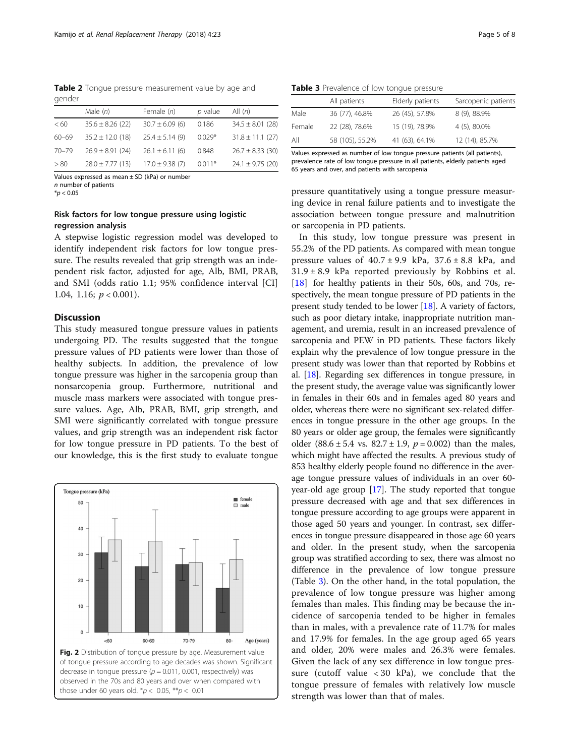**Table 2** Tongue pressure measurement value by age and gender

| | Male (*n*) | Female (*n*) | *p* value | All (*n*) |
|---|---|---|---|---|
| < 60 | 35.6 ± 8.26 (22) | 30.7 ± 6.09 (6) | 0.186 | 34.5 ± 8.01 (28) |
| 60–69 | 35.2 ± 12.0 (18) | 25.4 ± 5.14 (9) | 0.029* | 31.8 ± 11.1 (27) |
| 70–79 | 26.9 ± 8.91 (24) | 26.1 ± 6.11 (6) | 0.848 | 26.7 ± 8.33 (30) |
| > 80 | 28.0 ± 7.77 (13) | 17.0 ± 9.38 (7) | 0.011* | 24.1 ± 9.75 (20) |

Values expressed as mean ± SD (kPa) or number
*n* number of patients
*$p < 0.05$

### Risk factors for low tongue pressure using logistic regression analysis

A stepwise logistic regression model was developed to identify independent risk factors for low tongue pressure. The results revealed that grip strength was an independent risk factor, adjusted for age, Alb, BMI, PRAB, and SMI (odds ratio 1.1; 95% confidence interval [CI] 1.04, 1.16; $p < 0.001$).

## Discussion

This study measured tongue pressure values in patients undergoing PD. The results suggested that the tongue pressure values of PD patients were lower than those of healthy subjects. In addition, the prevalence of low tongue pressure was higher in the sarcopenia group than nonsarcopenia group. Furthermore, nutritional and muscle mass markers were associated with tongue pressure values. Age, Alb, PRAB, BMI, grip strength, and SMI were significantly correlated with tongue pressure values, and grip strength was an independent risk factor for low tongue pressure in PD patients. To the best of our knowledge, this is the first study to evaluate tongue

**Fig. 2** Distribution of tongue pressure by age. Measurement value of tongue pressure according to age decades was shown. Significant decrease in tongue pressure ($p = 0.011$, 0.001, respectively) was observed in the 70s and 80 years and over when compared with those under 60 years old. *$p < 0.05$, **$p < 0.01$

**Table 3** Prevalence of low tongue pressure

| | All patients | Elderly patients | Sarcopenic patients |
|---|---|---|---|
| Male | 36 (77), 46.8% | 26 (45), 57.8% | 8 (9), 88.9% |
| Female | 22 (28), 78.6% | 15 (19), 78.9% | 4 (5), 80.0% |
| All | 58 (105), 55.2% | 41 (63), 64.1% | 12 (14), 85.7% |

Values expressed as number of low tongue pressure patients (all patients), prevalence rate of low tongue pressure in all patients, elderly patients aged 65 years and over, and patients with sarcopenia

pressure quantitatively using a tongue pressure measuring device in renal failure patients and to investigate the association between tongue pressure and malnutrition or sarcopenia in PD patients.

In this study, low tongue pressure was present in 55.2% of the PD patients. As compared with mean tongue pressure values of 40.7 ± 9.9 kPa, 37.6 ± 8.8 kPa, and 31.9 ± 8.9 kPa reported previously by Robbins et al. [18] for healthy patients in their 50s, 60s, and 70s, respectively, the mean tongue pressure of PD patients in the present study tended to be lower [18]. A variety of factors, such as poor dietary intake, inappropriate nutrition management, and uremia, result in an increased prevalence of sarcopenia and PEW in PD patients. These factors likely explain why the prevalence of low tongue pressure in the present study was lower than that reported by Robbins et al. [18]. Regarding sex differences in tongue pressure, in the present study, the average value was significantly lower in females in their 60s and in females aged 80 years and older, whereas there were no significant sex-related differences in tongue pressure in the other age groups. In the 80 years or older age group, the females were significantly older (88.6 ± 5.4 vs. 82.7 ± 1.9, $p = 0.002$) than the males, which might have affected the results. A previous study of 853 healthy elderly people found no difference in the average tongue pressure values of individuals in an over 60-year-old age group [17]. The study reported that tongue pressure decreased with age and that sex differences in tongue pressure according to age groups were apparent in those aged 50 years and younger. In contrast, sex differences in tongue pressure disappeared in those age 60 years and older. In the present study, when the sarcopenia group was stratified according to sex, there was almost no difference in the prevalence of low tongue pressure (Table 3). On the other hand, in the total population, the prevalence of low tongue pressure was higher among females than males. This finding may be because the incidence of sarcopenia tended to be higher in females than in males, with a prevalence rate of 11.7% for males and 17.9% for females. In the age group aged 65 years and older, 20% were males and 26.3% were females. Given the lack of any sex difference in low tongue pressure (cutoff value < 30 kPa), we conclude that the tongue pressure of females with relatively low muscle strength was lower than that of males.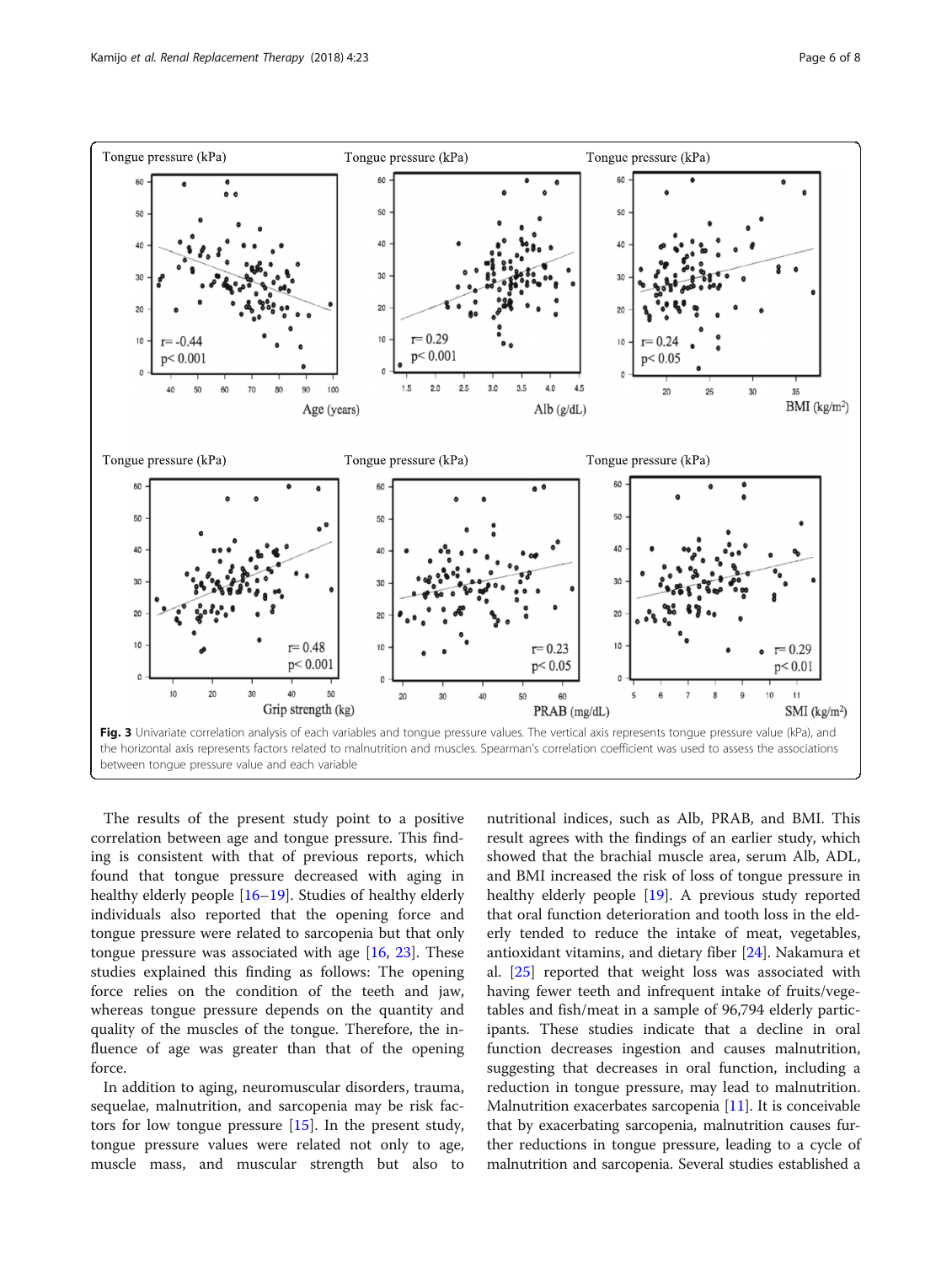**Fig. 3** Univariate correlation analysis of each variables and tongue pressure values. The vertical axis represents tongue pressure value (kPa), and the horizontal axis represents factors related to malnutrition and muscles. Spearman's correlation coefficient was used to assess the associations between tongue pressure value and each variable

The results of the present study point to a positive correlation between age and tongue pressure. This finding is consistent with that of previous reports, which found that tongue pressure decreased with aging in healthy elderly people [16–19]. Studies of healthy elderly individuals also reported that the opening force and tongue pressure were related to sarcopenia but that only tongue pressure was associated with age [16, 23]. These studies explained this finding as follows: The opening force relies on the condition of the teeth and jaw, whereas tongue pressure depends on the quantity and quality of the muscles of the tongue. Therefore, the influence of age was greater than that of the opening force.

In addition to aging, neuromuscular disorders, trauma, sequelae, malnutrition, and sarcopenia may be risk factors for low tongue pressure [15]. In the present study, tongue pressure values were related not only to age, muscle mass, and muscular strength but also to nutritional indices, such as Alb, PRAB, and BMI. This result agrees with the findings of an earlier study, which showed that the brachial muscle area, serum Alb, ADL, and BMI increased the risk of loss of tongue pressure in healthy elderly people [19]. A previous study reported that oral function deterioration and tooth loss in the elderly tended to reduce the intake of meat, vegetables, antioxidant vitamins, and dietary fiber [24]. Nakamura et al. [25] reported that weight loss was associated with having fewer teeth and infrequent intake of fruits/vegetables and fish/meat in a sample of 96,794 elderly participants. These studies indicate that a decline in oral function decreases ingestion and causes malnutrition, suggesting that decreases in oral function, including a reduction in tongue pressure, may lead to malnutrition. Malnutrition exacerbates sarcopenia [11]. It is conceivable that by exacerbating sarcopenia, malnutrition causes further reductions in tongue pressure, leading to a cycle of malnutrition and sarcopenia. Several studies established a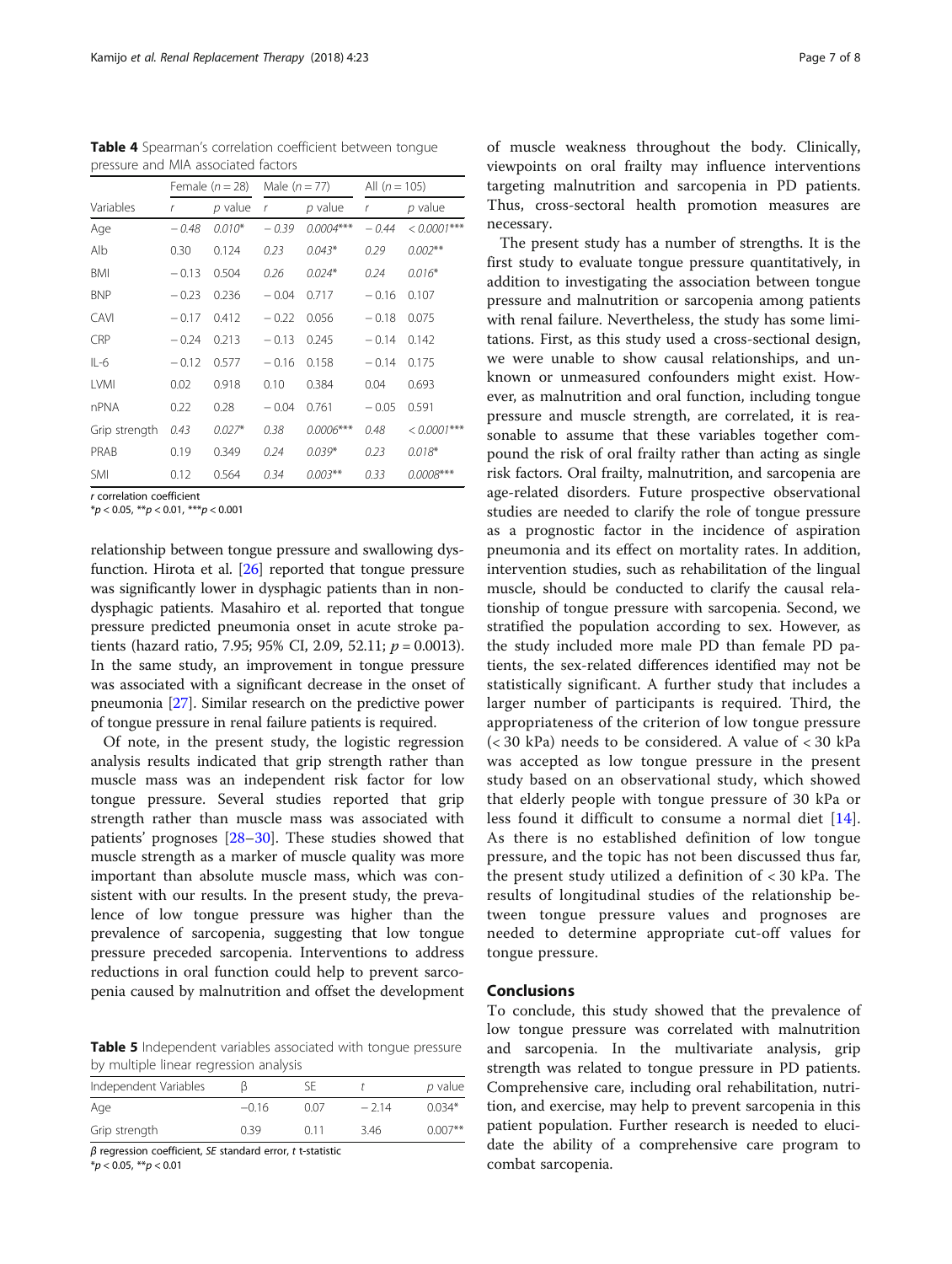**Table 4** Spearman's correlation coefficient between tongue pressure and MIA associated factors

| Variables | Female ($n = 28$) | | Male ($n = 77$) | | All ($n = 105$) | |
|---|---|---|---|---|---|---|
| | *r* | *p* value | *r* | *p* value | *r* | *p* value |
| Age | − 0.48 | 0.010* | − 0.39 | 0.0004*** | − 0.44 | < 0.0001*** |
| Alb | 0.30 | 0.124 | 0.23 | 0.043* | 0.29 | 0.002** |
| BMI | − 0.13 | 0.504 | 0.26 | 0.024* | 0.24 | 0.016* |
| BNP | − 0.23 | 0.236 | − 0.04 | 0.717 | − 0.16 | 0.107 |
| CAVI | − 0.17 | 0.412 | − 0.22 | 0.056 | − 0.18 | 0.075 |
| CRP | − 0.24 | 0.213 | − 0.13 | 0.245 | − 0.14 | 0.142 |
| IL-6 | − 0.12 | 0.577 | − 0.16 | 0.158 | − 0.14 | 0.175 |
| LVMI | 0.02 | 0.918 | 0.10 | 0.384 | 0.04 | 0.693 |
| nPNA | 0.22 | 0.28 | − 0.04 | 0.761 | − 0.05 | 0.591 |
| Grip strength | 0.43 | 0.027* | 0.38 | 0.0006*** | 0.48 | < 0.0001*** |
| PRAB | 0.19 | 0.349 | 0.24 | 0.039* | 0.23 | 0.018* |
| SMI | 0.12 | 0.564 | 0.34 | 0.003** | 0.33 | 0.0008*** |

*r* correlation coefficient
*$p < 0.05$, **$p < 0.01$, ***$p < 0.001$

relationship between tongue pressure and swallowing dysfunction. Hirota et al. [26] reported that tongue pressure was significantly lower in dysphagic patients than in non-dysphagic patients. Masahiro et al. reported that tongue pressure predicted pneumonia onset in acute stroke patients (hazard ratio, 7.95; 95% CI, 2.09, 52.11; $p = 0.0013$). In the same study, an improvement in tongue pressure was associated with a significant decrease in the onset of pneumonia [27]. Similar research on the predictive power of tongue pressure in renal failure patients is required.

Of note, in the present study, the logistic regression analysis results indicated that grip strength rather than muscle mass was an independent risk factor for low tongue pressure. Several studies reported that grip strength rather than muscle mass was associated with patients' prognoses [28–30]. These studies showed that muscle strength as a marker of muscle quality was more important than absolute muscle mass, which was consistent with our results. In the present study, the prevalence of low tongue pressure was higher than the prevalence of sarcopenia, suggesting that low tongue pressure preceded sarcopenia. Interventions to address reductions in oral function could help to prevent sarcopenia caused by malnutrition and offset the development of muscle weakness throughout the body. Clinically, viewpoints on oral frailty may influence interventions targeting malnutrition and sarcopenia in PD patients. Thus, cross-sectoral health promotion measures are necessary.

**Table 5** Independent variables associated with tongue pressure by multiple linear regression analysis

| Independent Variables | β | SE | *t* | *p* value |
|---|---|---|---|---|
| Age | −0.16 | 0.07 | − 2.14 | 0.034* |
| Grip strength | 0.39 | 0.11 | 3.46 | 0.007** |

β regression coefficient, *SE* standard error, *t* t-statistic
*$p < 0.05$, **$p < 0.01$

The present study has a number of strengths. It is the first study to evaluate tongue pressure quantitatively, in addition to investigating the association between tongue pressure and malnutrition or sarcopenia among patients with renal failure. Nevertheless, the study has some limitations. First, as this study used a cross-sectional design, we were unable to show causal relationships, and unknown or unmeasured confounders might exist. However, as malnutrition and oral function, including tongue pressure and muscle strength, are correlated, it is reasonable to assume that these variables together compound the risk of oral frailty rather than acting as single risk factors. Oral frailty, malnutrition, and sarcopenia are age-related disorders. Future prospective observational studies are needed to clarify the role of tongue pressure as a prognostic factor in the incidence of aspiration pneumonia and its effect on mortality rates. In addition, intervention studies, such as rehabilitation of the lingual muscle, should be conducted to clarify the causal relationship of tongue pressure with sarcopenia. Second, we stratified the population according to sex. However, as the study included more male PD than female PD patients, the sex-related differences identified may not be statistically significant. A further study that includes a larger number of participants is required. Third, the appropriateness of the criterion of low tongue pressure (< 30 kPa) needs to be considered. A value of < 30 kPa was accepted as low tongue pressure in the present study based on an observational study, which showed that elderly people with tongue pressure of 30 kPa or less found it difficult to consume a normal diet [14]. As there is no established definition of low tongue pressure, and the topic has not been discussed thus far, the present study utilized a definition of < 30 kPa. The results of longitudinal studies of the relationship between tongue pressure values and prognoses are needed to determine appropriate cut-off values for tongue pressure.

## Conclusions

To conclude, this study showed that the prevalence of low tongue pressure was correlated with malnutrition and sarcopenia. In the multivariate analysis, grip strength was related to tongue pressure in PD patients. Comprehensive care, including oral rehabilitation, nutrition, and exercise, may help to prevent sarcopenia in this patient population. Further research is needed to elucidate the ability of a comprehensive care program to combat sarcopenia.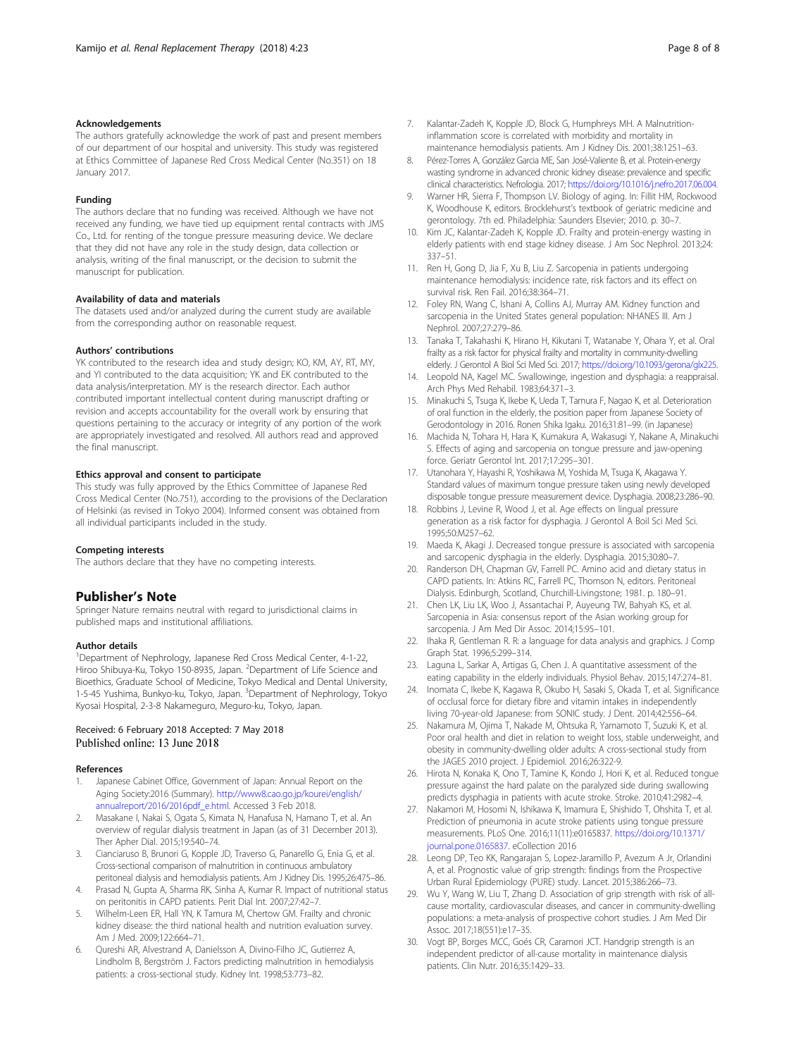### Acknowledgements

The authors gratefully acknowledge the work of past and present members of our department of our hospital and university. This study was registered at Ethics Committee of Japanese Red Cross Medical Center (No.351) on 18 January 2017.

### Funding

The authors declare that no funding was received. Although we have not received any funding, we have tied up equipment rental contracts with JMS Co., Ltd. for renting of the tongue pressure measuring device. We declare that they did not have any role in the study design, data collection or analysis, writing of the final manuscript, or the decision to submit the manuscript for publication.

### Availability of data and materials

The datasets used and/or analyzed during the current study are available from the corresponding author on reasonable request.

### Authors' contributions

YK contributed to the research idea and study design; KO, KM, AY, RT, MY, and YI contributed to the data acquisition; YK and EK contributed to the data analysis/interpretation. MY is the research director. Each author contributed important intellectual content during manuscript drafting or revision and accepts accountability for the overall work by ensuring that questions pertaining to the accuracy or integrity of any portion of the work are appropriately investigated and resolved. All authors read and approved the final manuscript.

### Ethics approval and consent to participate

This study was fully approved by the Ethics Committee of Japanese Red Cross Medical Center (No.751), according to the provisions of the Declaration of Helsinki (as revised in Tokyo 2004). Informed consent was obtained from all individual participants included in the study.

### Competing interests

The authors declare that they have no competing interests.

## Publisher's Note

Springer Nature remains neutral with regard to jurisdictional claims in published maps and institutional affiliations.

### Author details

[1]Department of Nephrology, Japanese Red Cross Medical Center, 4-1-22, Hiroo Shibuya-Ku, Tokyo 150-8935, Japan. [2]Department of Life Science and Bioethics, Graduate School of Medicine, Tokyo Medical and Dental University, 1-5-45 Yushima, Bunkyo-ku, Tokyo, Japan. [3]Department of Nephrology, Tokyo Kyosai Hospital, 2-3-8 Nakameguro, Meguro-ku, Tokyo, Japan.

Received: 6 February 2018 Accepted: 7 May 2018
Published online: 13 June 2018

### References

1. Japanese Cabinet Office, Government of Japan: Annual Report on the Aging Society:2016 (Summary). http://www8.cao.go.jp/kourei/english/annualreport/2016/2016pdf_e.html. Accessed 3 Feb 2018.
2. Masakane I, Nakai S, Ogata S, Kimata N, Hanafusa N, Hamano T, et al. An overview of regular dialysis treatment in Japan (as of 31 December 2013). Ther Apher Dial. 2015;19:540–74.
3. Cianciaruso B, Brunori G, Kopple JD, Traverso G, Panarello G, Enia G, et al. Cross-sectional comparison of malnutrition in continuous ambulatory peritoneal dialysis and hemodialysis patients. Am J Kidney Dis. 1995;26:475–86.
4. Prasad N, Gupta A, Sharma RK, Sinha A, Kumar R. Impact of nutritional status on peritonitis in CAPD patients. Perit Dial Int. 2007;27:42–7.
5. Wilhelm-Leen ER, Hall YN, K Tamura M, Chertow GM. Frailty and chronic kidney disease: the third national health and nutrition evaluation survey. Am J Med. 2009;122:664–71.
6. Qureshi AR, Alvestrand A, Danielsson A, Divino-Filho JC, Gutierrez A, Lindholm B, Bergström J. Factors predicting malnutrition in hemodialysis patients: a cross-sectional study. Kidney Int. 1998;53:773–82.
7. Kalantar-Zadeh K, Kopple JD, Block G, Humphreys MH. A Malnutrition-inflammation score is correlated with morbidity and mortality in maintenance hemodialysis patients. Am J Kidney Dis. 2001;38:1251–63.
8. Pérez-Torres A, González Garcia ME, San José-Valiente B, et al. Protein-energy wasting syndrome in advanced chronic kidney disease: prevalence and specific clinical characteristics. Nefrologia. 2017; https://doi.org/10.1016/j.nefro.2017.06.004.
9. Warner HR, Sierra F, Thompson LV. Biology of aging. In: Fillit HM, Rockwood K, Woodhouse K, editors. Brocklehurst's textbook of geriatric medicine and gerontology. 7th ed. Philadelphia: Saunders Elsevier; 2010. p. 30–7.
10. Kim JC, Kalantar-Zadeh K, Kopple JD. Frailty and protein-energy wasting in elderly patients with end stage kidney disease. J Am Soc Nephrol. 2013;24: 337–51.
11. Ren H, Gong D, Jia F, Xu B, Liu Z. Sarcopenia in patients undergoing maintenance hemodialysis: incidence rate, risk factors and its effect on survival risk. Ren Fail. 2016;38:364–71.
12. Foley RN, Wang C, Ishani A, Collins AJ, Murray AM. Kidney function and sarcopenia in the United States general population: NHANES III. Am J Nephrol. 2007;27:279–86.
13. Tanaka T, Takahashi K, Hirano H, Kikutani T, Watanabe Y, Ohara Y, et al. Oral frailty as a risk factor for physical frailty and mortality in community-dwelling elderly. J Gerontol A Biol Sci Med Sci. 2017; https://doi.org/10.1093/gerona/glx225.
14. Leopold NA, Kagel MC. Swallowinge, ingestion and dysphagia: a reappraisal. Arch Phys Med Rehabil. 1983;64:371–3.
15. Minakuchi S, Tsuga K, Ikebe K, Ueda T, Tamura F, Nagao K, et al. Deterioration of oral function in the elderly, the position paper from Japanese Society of Gerodontology in 2016. Ronen Shika Igaku. 2016;31:81–99. (in Japanese)
16. Machida N, Tohara H, Hara K, Kumakura A, Wakasugi Y, Nakane A, Minakuchi S. Effects of aging and sarcopenia on tongue pressure and jaw-opening force. Geriatr Gerontol Int. 2017;17:295–301.
17. Utanohara Y, Hayashi R, Yoshikawa M, Yoshida M, Tsuga K, Akagawa Y. Standard values of maximum tongue pressure taken using newly developed disposable tongue pressure measurement device. Dysphagia. 2008;23:286–90.
18. Robbins J, Levine R, Wood J, et al. Age effects on lingual pressure generation as a risk factor for dysphagia. J Gerontol A Boil Sci Med Sci. 1995;50:M257–62.
19. Maeda K, Akagi J. Decreased tongue pressure is associated with sarcopenia and sarcopenic dysphagia in the elderly. Dysphagia. 2015;30:80–7.
20. Randerson DH, Chapman GV, Farrell PC. Amino acid and dietary status in CAPD patients. In: Atkins RC, Farrell PC, Thomson N, editors. Peritoneal Dialysis. Edinburgh, Scotland, Churchill-Livingstone; 1981. p. 180–91.
21. Chen LK, Liu LK, Woo J, Assantachai P, Auyeung TW, Bahyah KS, et al. Sarcopenia in Asia: consensus report of the Asian working group for sarcopenia. J Am Med Dir Assoc. 2014;15:95–101.
22. Ihaka R, Gentleman R. R: a language for data analysis and graphics. J Comp Graph Stat. 1996;5:299–314.
23. Laguna L, Sarkar A, Artigas G, Chen J. A quantitative assessment of the eating capability in the elderly individuals. Physiol Behav. 2015;147:274–81.
24. Inomata C, Ikebe K, Kagawa R, Okubo H, Sasaki S, Okada T, et al. Significance of occlusal force for dietary fibre and vitamin intakes in independently living 70-year-old Japanese: from SONIC study. J Dent. 2014;42:556–64.
25. Nakamura M, Ojima T, Nakade M, Ohtsuka R, Yamamoto T, Suzuki K, et al. Poor oral health and diet in relation to weight loss, stable underweight, and obesity in community-dwelling older adults: A cross-sectional study from the JAGES 2010 project. J Epidemiol. 2016;26:322-9.
26. Hirota N, Konaka K, Ono T, Tamine K, Kondo J, Hori K, et al. Reduced tongue pressure against the hard palate on the paralyzed side during swallowing predicts dysphagia in patients with acute stroke. Stroke. 2010;41:2982–4.
27. Nakamori M, Hosomi N, Ishikawa K, Imamura E, Shishido T, Ohshita T, et al. Prediction of pneumonia in acute stroke patients using tongue pressure measurements. PLoS One. 2016;11(11):e0165837. https://doi.org/10.1371/journal.pone.0165837. eCollection 2016
28. Leong DP, Teo KK, Rangarajan S, Lopez-Jaramillo P, Avezum A Jr, Orlandini A, et al. Prognostic value of grip strength: findings from the Prospective Urban Rural Epidemiology (PURE) study. Lancet. 2015;386:266–73.
29. Wu Y, Wang W, Liu T, Zhang D. Association of grip strength with risk of all-cause mortality, cardiovascular diseases, and cancer in community-dwelling populations: a meta-analysis of prospective cohort studies. J Am Med Dir Assoc. 2017;18(551):e17–35.
30. Vogt BP, Borges MCC, Goés CR, Caramori JCT. Handgrip strength is an independent predictor of all-cause mortality in maintenance dialysis patients. Clin Nutr. 2016;35:1429–33.